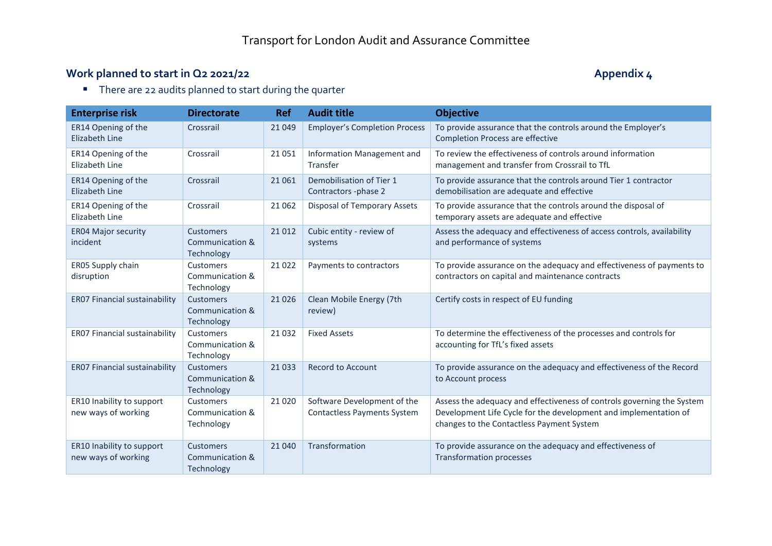# Transport for London Audit and Assurance Committee

## Work planned to start in Q2 2021/22

**Appendix 4**

- There are 22 audits planned to start during the quarter

| Enterprise risk | Directorate | Ref | Audit title | Objective |
|---|---|---|---|---|
| ER14 Opening of the Elizabeth Line | Crossrail | 21 049 | Employer's Completion Process | To provide assurance that the controls around the Employer's Completion Process are effective |
| ER14 Opening of the Elizabeth Line | Crossrail | 21 051 | Information Management and Transfer | To review the effectiveness of controls around information management and transfer from Crossrail to TfL |
| ER14 Opening of the Elizabeth Line | Crossrail | 21 061 | Demobilisation of Tier 1 Contractors -phase 2 | To provide assurance that the controls around Tier 1 contractor demobilisation are adequate and effective |
| ER14 Opening of the Elizabeth Line | Crossrail | 21 062 | Disposal of Temporary Assets | To provide assurance that the controls around the disposal of temporary assets are adequate and effective |
| ER04 Major security incident | Customers Communication & Technology | 21 012 | Cubic entity - review of systems | Assess the adequacy and effectiveness of access controls, availability and performance of systems |
| ER05 Supply chain disruption | Customers Communication & Technology | 21 022 | Payments to contractors | To provide assurance on the adequacy and effectiveness of payments to contractors on capital and maintenance contracts |
| ER07 Financial sustainability | Customers Communication & Technology | 21 026 | Clean Mobile Energy (7th review) | Certify costs in respect of EU funding |
| ER07 Financial sustainability | Customers Communication & Technology | 21 032 | Fixed Assets | To determine the effectiveness of the processes and controls for accounting for TfL's fixed assets |
| ER07 Financial sustainability | Customers Communication & Technology | 21 033 | Record to Account | To provide assurance on the adequacy and effectiveness of the Record to Account process |
| ER10 Inability to support new ways of working | Customers Communication & Technology | 21 020 | Software Development of the Contactless Payments System | Assess the adequacy and effectiveness of controls governing the System Development Life Cycle for the development and implementation of changes to the Contactless Payment System |
| ER10 Inability to support new ways of working | Customers Communication & Technology | 21 040 | Transformation | To provide assurance on the adequacy and effectiveness of Transformation processes |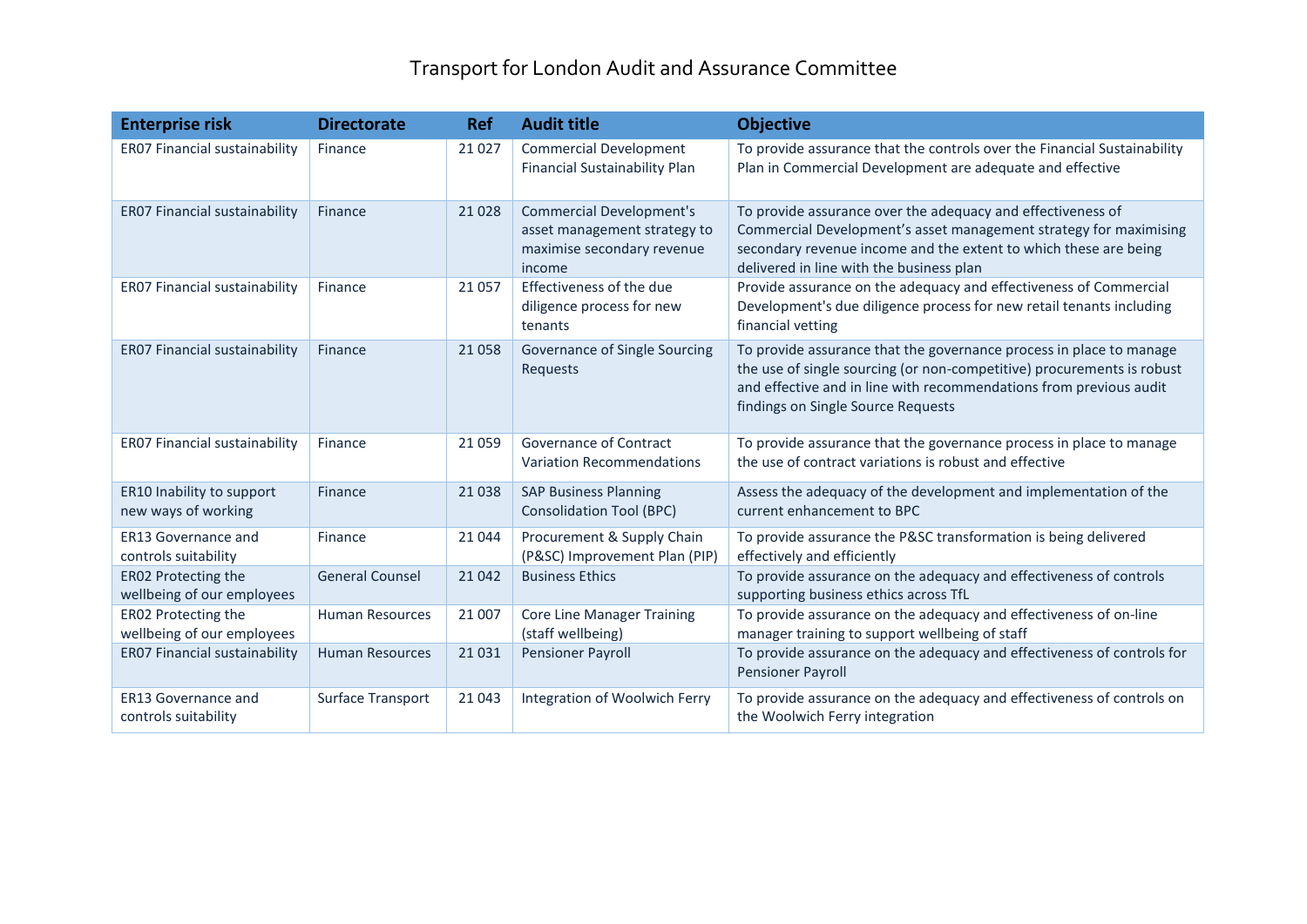# Transport for London Audit and Assurance Committee

| Enterprise risk | Directorate | Ref | Audit title | Objective |
|---|---|---|---|---|
| ER07 Financial sustainability | Finance | 21 027 | Commercial Development Financial Sustainability Plan | To provide assurance that the controls over the Financial Sustainability Plan in Commercial Development are adequate and effective |
| ER07 Financial sustainability | Finance | 21 028 | Commercial Development's asset management strategy to maximise secondary revenue income | To provide assurance over the adequacy and effectiveness of Commercial Development's asset management strategy for maximising secondary revenue income and the extent to which these are being delivered in line with the business plan |
| ER07 Financial sustainability | Finance | 21 057 | Effectiveness of the due diligence process for new tenants | Provide assurance on the adequacy and effectiveness of Commercial Development's due diligence process for new retail tenants including financial vetting |
| ER07 Financial sustainability | Finance | 21 058 | Governance of Single Sourcing Requests | To provide assurance that the governance process in place to manage the use of single sourcing (or non-competitive) procurements is robust and effective and in line with recommendations from previous audit findings on Single Source Requests |
| ER07 Financial sustainability | Finance | 21 059 | Governance of Contract Variation Recommendations | To provide assurance that the governance process in place to manage the use of contract variations is robust and effective |
| ER10 Inability to support new ways of working | Finance | 21 038 | SAP Business Planning Consolidation Tool (BPC) | Assess the adequacy of the development and implementation of the current enhancement to BPC |
| ER13 Governance and controls suitability | Finance | 21 044 | Procurement & Supply Chain (P&SC) Improvement Plan (PIP) | To provide assurance the P&SC transformation is being delivered effectively and efficiently |
| ER02 Protecting the wellbeing of our employees | General Counsel | 21 042 | Business Ethics | To provide assurance on the adequacy and effectiveness of controls supporting business ethics across TfL |
| ER02 Protecting the wellbeing of our employees | Human Resources | 21 007 | Core Line Manager Training (staff wellbeing) | To provide assurance on the adequacy and effectiveness of on-line manager training to support wellbeing of staff |
| ER07 Financial sustainability | Human Resources | 21 031 | Pensioner Payroll | To provide assurance on the adequacy and effectiveness of controls for Pensioner Payroll |
| ER13 Governance and controls suitability | Surface Transport | 21 043 | Integration of Woolwich Ferry | To provide assurance on the adequacy and effectiveness of controls on the Woolwich Ferry integration |